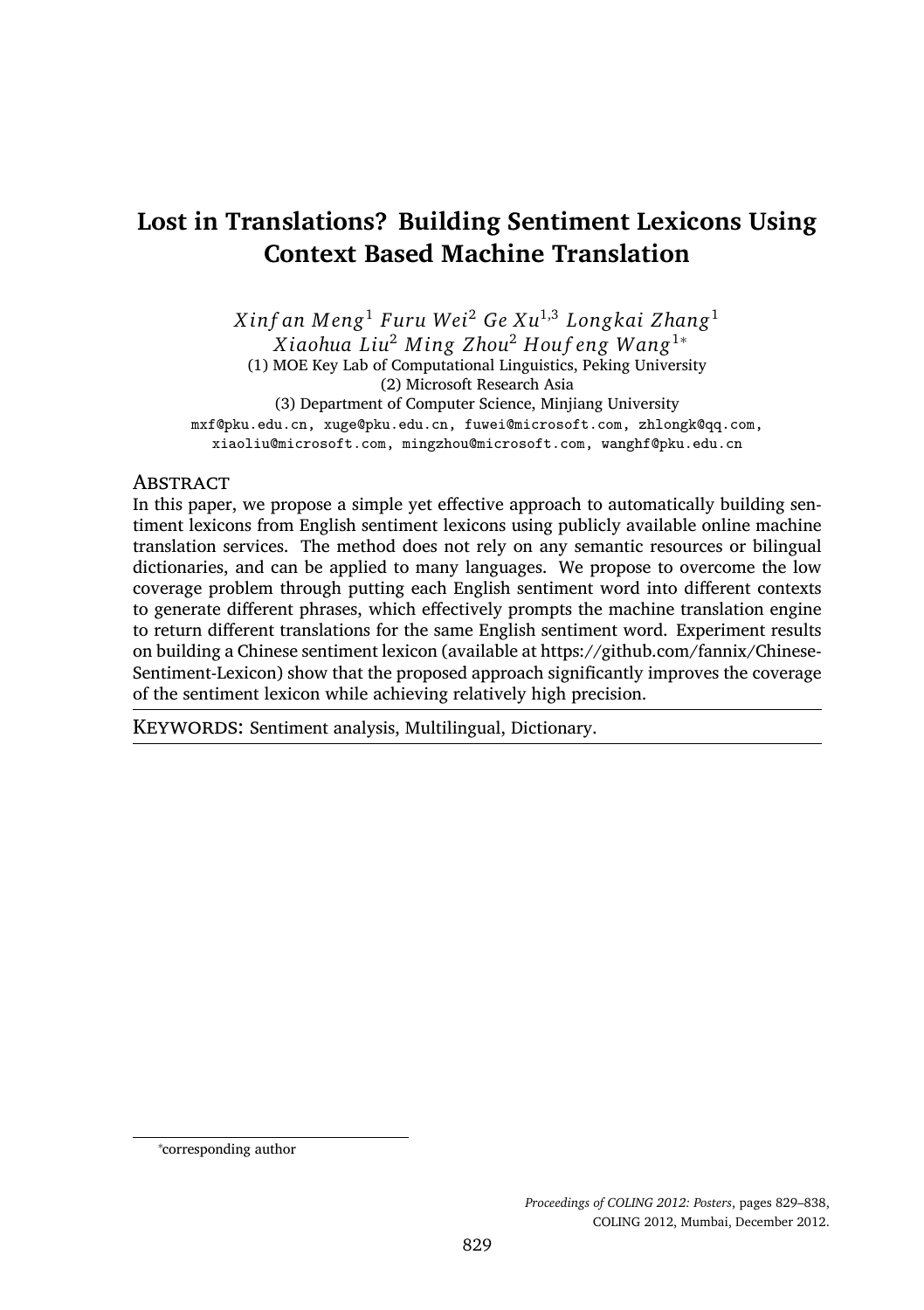# Lost in Translations? Building Sentiment Lexicons Using Context Based Machine Translation

*Xinfan Meng*[1] *Furu Wei*[2] *Ge Xu*[1,3] *Longkai Zhang*[1]
*Xiaohua Liu*[2] *Ming Zhou*[2] *Houfeng Wang*[1*]

(1) MOE Key Lab of Computational Linguistics, Peking University
(2) Microsoft Research Asia
(3) Department of Computer Science, Minjiang University

mxf@pku.edu.cn, xuge@pku.edu.cn, fuwei@microsoft.com, zhlongk@qq.com, xiaoliu@microsoft.com, mingzhou@microsoft.com, wanghf@pku.edu.cn

## Abstract

In this paper, we propose a simple yet effective approach to automatically building sentiment lexicons from English sentiment lexicons using publicly available online machine translation services. The method does not rely on any semantic resources or bilingual dictionaries, and can be applied to many languages. We propose to overcome the low coverage problem through putting each English sentiment word into different contexts to generate different phrases, which effectively prompts the machine translation engine to return different translations for the same English sentiment word. Experiment results on building a Chinese sentiment lexicon (available at https://github.com/fannix/Chinese-Sentiment-Lexicon) show that the proposed approach significantly improves the coverage of the sentiment lexicon while achieving relatively high precision.

KEYWORDS: Sentiment analysis, Multilingual, Dictionary.

[*]corresponding author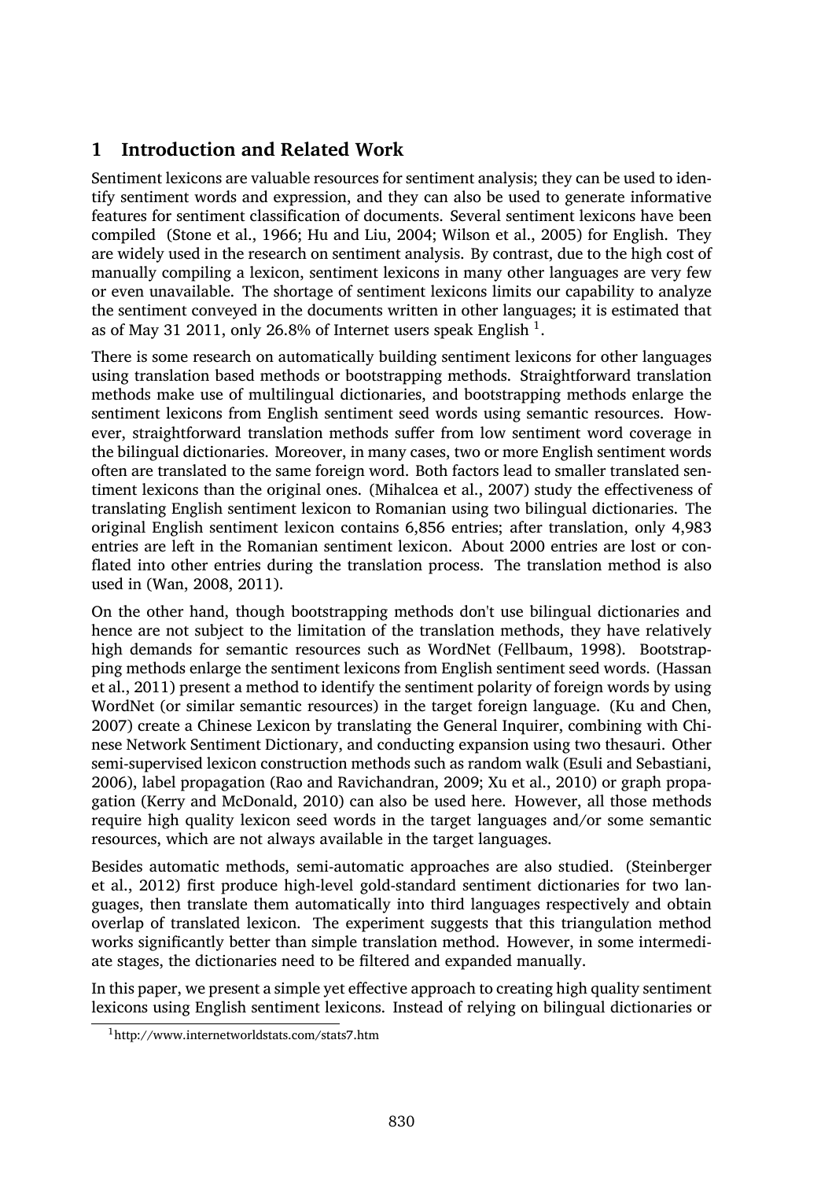## 1 Introduction and Related Work

Sentiment lexicons are valuable resources for sentiment analysis; they can be used to identify sentiment words and expression, and they can also be used to generate informative features for sentiment classification of documents. Several sentiment lexicons have been compiled (Stone et al., 1966; Hu and Liu, 2004; Wilson et al., 2005) for English. They are widely used in the research on sentiment analysis. By contrast, due to the high cost of manually compiling a lexicon, sentiment lexicons in many other languages are very few or even unavailable. The shortage of sentiment lexicons limits our capability to analyze the sentiment conveyed in the documents written in other languages; it is estimated that as of May 31 2011, only 26.8% of Internet users speak English [1].

There is some research on automatically building sentiment lexicons for other languages using translation based methods or bootstrapping methods. Straightforward translation methods make use of multilingual dictionaries, and bootstrapping methods enlarge the sentiment lexicons from English sentiment seed words using semantic resources. However, straightforward translation methods suffer from low sentiment word coverage in the bilingual dictionaries. Moreover, in many cases, two or more English sentiment words often are translated to the same foreign word. Both factors lead to smaller translated sentiment lexicons than the original ones. (Mihalcea et al., 2007) study the effectiveness of translating English sentiment lexicon to Romanian using two bilingual dictionaries. The original English sentiment lexicon contains 6,856 entries; after translation, only 4,983 entries are left in the Romanian sentiment lexicon. About 2000 entries are lost or conflated into other entries during the translation process. The translation method is also used in (Wan, 2008, 2011).

On the other hand, though bootstrapping methods don't use bilingual dictionaries and hence are not subject to the limitation of the translation methods, they have relatively high demands for semantic resources such as WordNet (Fellbaum, 1998). Bootstrapping methods enlarge the sentiment lexicons from English sentiment seed words. (Hassan et al., 2011) present a method to identify the sentiment polarity of foreign words by using WordNet (or similar semantic resources) in the target foreign language. (Ku and Chen, 2007) create a Chinese Lexicon by translating the General Inquirer, combining with Chinese Network Sentiment Dictionary, and conducting expansion using two thesauri. Other semi-supervised lexicon construction methods such as random walk (Esuli and Sebastiani, 2006), label propagation (Rao and Ravichandran, 2009; Xu et al., 2010) or graph propagation (Kerry and McDonald, 2010) can also be used here. However, all those methods require high quality lexicon seed words in the target languages and/or some semantic resources, which are not always available in the target languages.

Besides automatic methods, semi-automatic approaches are also studied. (Steinberger et al., 2012) first produce high-level gold-standard sentiment dictionaries for two languages, then translate them automatically into third languages respectively and obtain overlap of translated lexicon. The experiment suggests that this triangulation method works significantly better than simple translation method. However, in some intermediate stages, the dictionaries need to be filtered and expanded manually.

In this paper, we present a simple yet effective approach to creating high quality sentiment lexicons using English sentiment lexicons. Instead of relying on bilingual dictionaries or

[1] http://www.internetworldstats.com/stats7.htm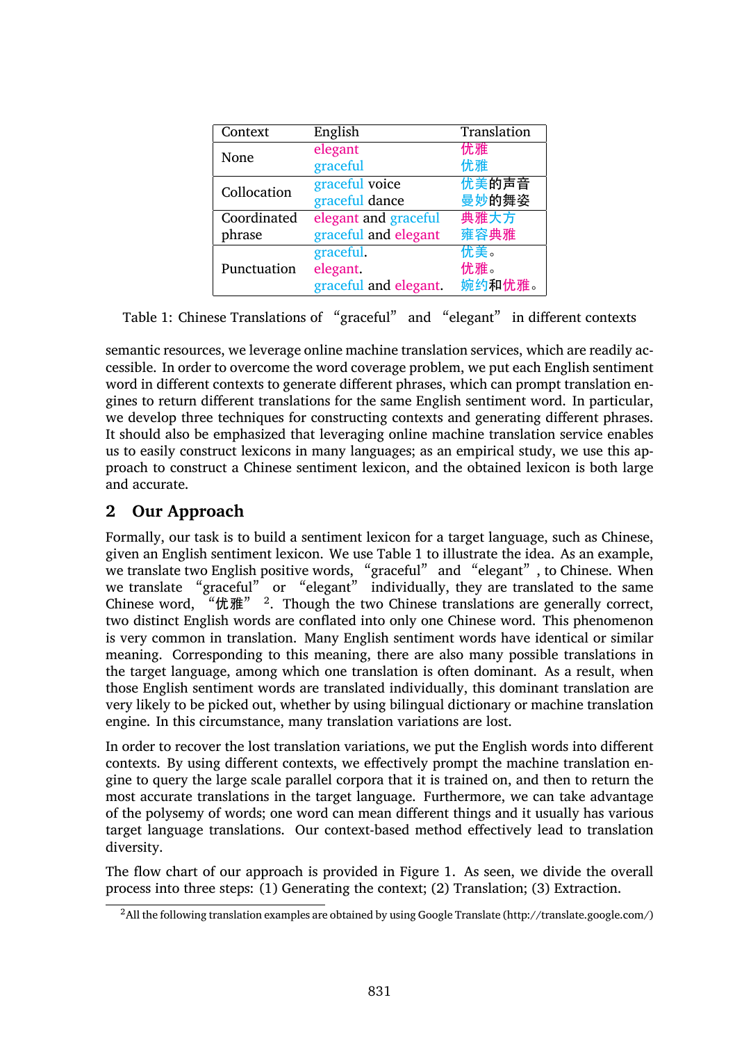| Context | English | Translation |
|---|---|---|
| None | elegant | 优雅 |
| | graceful | 优雅 |
| Collocation | graceful voice | 优美的声音 |
| | graceful dance | 曼妙的舞姿 |
| Coordinated phrase | elegant and graceful | 典雅大方 |
| | graceful and elegant | 雍容典雅 |
| Punctuation | graceful. | 优美。 |
| | elegant. | 优雅。 |
| | graceful and elegant. | 婉约和优雅。 |

Table 1: Chinese Translations of "graceful" and "elegant" in different contexts

semantic resources, we leverage online machine translation services, which are readily accessible. In order to overcome the word coverage problem, we put each English sentiment word in different contexts to generate different phrases, which can prompt translation engines to return different translations for the same English sentiment word. In particular, we develop three techniques for constructing contexts and generating different phrases. It should also be emphasized that leveraging online machine translation service enables us to easily construct lexicons in many languages; as an empirical study, we use this approach to construct a Chinese sentiment lexicon, and the obtained lexicon is both large and accurate.

## 2 Our Approach

Formally, our task is to build a sentiment lexicon for a target language, such as Chinese, given an English sentiment lexicon. We use Table 1 to illustrate the idea. As an example, we translate two English positive words, "graceful" and "elegant", to Chinese. When we translate "graceful" or "elegant" individually, they are translated to the same Chinese word, "优雅" [2]. Though the two Chinese translations are generally correct, two distinct English words are conflated into only one Chinese word. This phenomenon is very common in translation. Many English sentiment words have identical or similar meaning. Corresponding to this meaning, there are also many possible translations in the target language, among which one translation is often dominant. As a result, when those English sentiment words are translated individually, this dominant translation are very likely to be picked out, whether by using bilingual dictionary or machine translation engine. In this circumstance, many translation variations are lost.

In order to recover the lost translation variations, we put the English words into different contexts. By using different contexts, we effectively prompt the machine translation engine to query the large scale parallel corpora that it is trained on, and then to return the most accurate translations in the target language. Furthermore, we can take advantage of the polysemy of words; one word can mean different things and it usually has various target language translations. Our context-based method effectively lead to translation diversity.

The flow chart of our approach is provided in Figure 1. As seen, we divide the overall process into three steps: (1) Generating the context; (2) Translation; (3) Extraction.

[2] All the following translation examples are obtained by using Google Translate (http://translate.google.com/)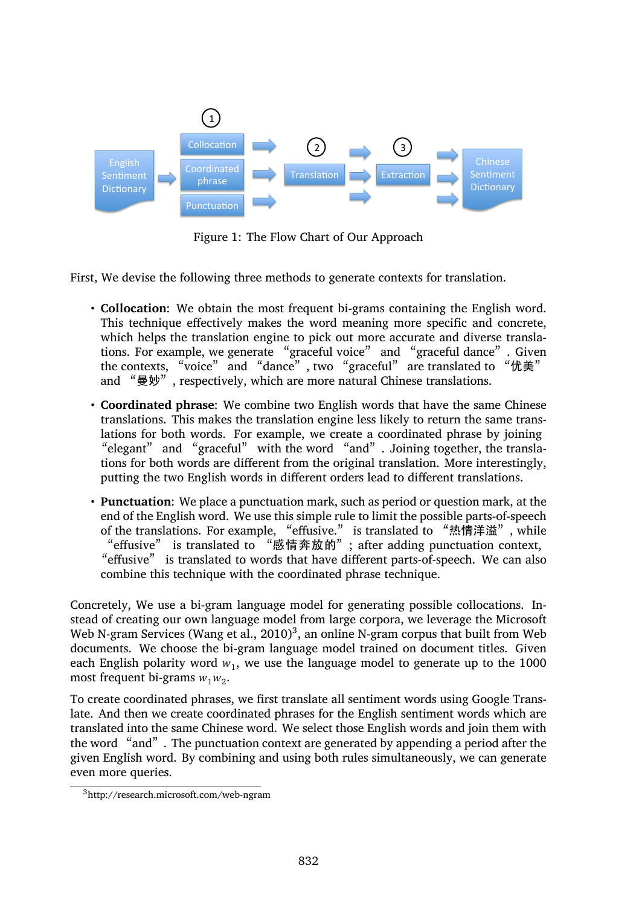English Sentiment Dictionary

1

Collocation

Coordinated phrase

Punctuation

2

Translation

3

Extraction

Chinese Sentiment Dictionary

Figure 1: The Flow Chart of Our Approach

First, We devise the following three methods to generate contexts for translation.

- **Collocation**: We obtain the most frequent bi-grams containing the English word. This technique effectively makes the word meaning more specific and concrete, which helps the translation engine to pick out more accurate and diverse translations. For example, we generate "graceful voice" and "graceful dance". Given the contexts, "voice" and "dance", two "graceful" are translated to "优美" and "曼妙", respectively, which are more natural Chinese translations.
- **Coordinated phrase**: We combine two English words that have the same Chinese translations. This makes the translation engine less likely to return the same translations for both words. For example, we create a coordinated phrase by joining "elegant" and "graceful" with the word "and". Joining together, the translations for both words are different from the original translation. More interestingly, putting the two English words in different orders lead to different translations.
- **Punctuation**: We place a punctuation mark, such as period or question mark, at the end of the English word. We use this simple rule to limit the possible parts-of-speech of the translations. For example, "effusive." is translated to "热情洋溢", while "effusive" is translated to "感情奔放的"; after adding punctuation context, "effusive" is translated to words that have different parts-of-speech. We can also combine this technique with the coordinated phrase technique.

Concretely, We use a bi-gram language model for generating possible collocations. Instead of creating our own language model from large corpora, we leverage the Microsoft Web N-gram Services (Wang et al., 2010)[3], an online N-gram corpus that built from Web documents. We choose the bi-gram language model trained on document titles. Given each English polarity word $w_1$, we use the language model to generate up to the 1000 most frequent bi-grams $w_1 w_2$.

To create coordinated phrases, we first translate all sentiment words using Google Translate. And then we create coordinated phrases for the English sentiment words which are translated into the same Chinese word. We select those English words and join them with the word "and". The punctuation context are generated by appending a period after the given English word. By combining and using both rules simultaneously, we can generate even more queries.

[3] http://research.microsoft.com/web-ngram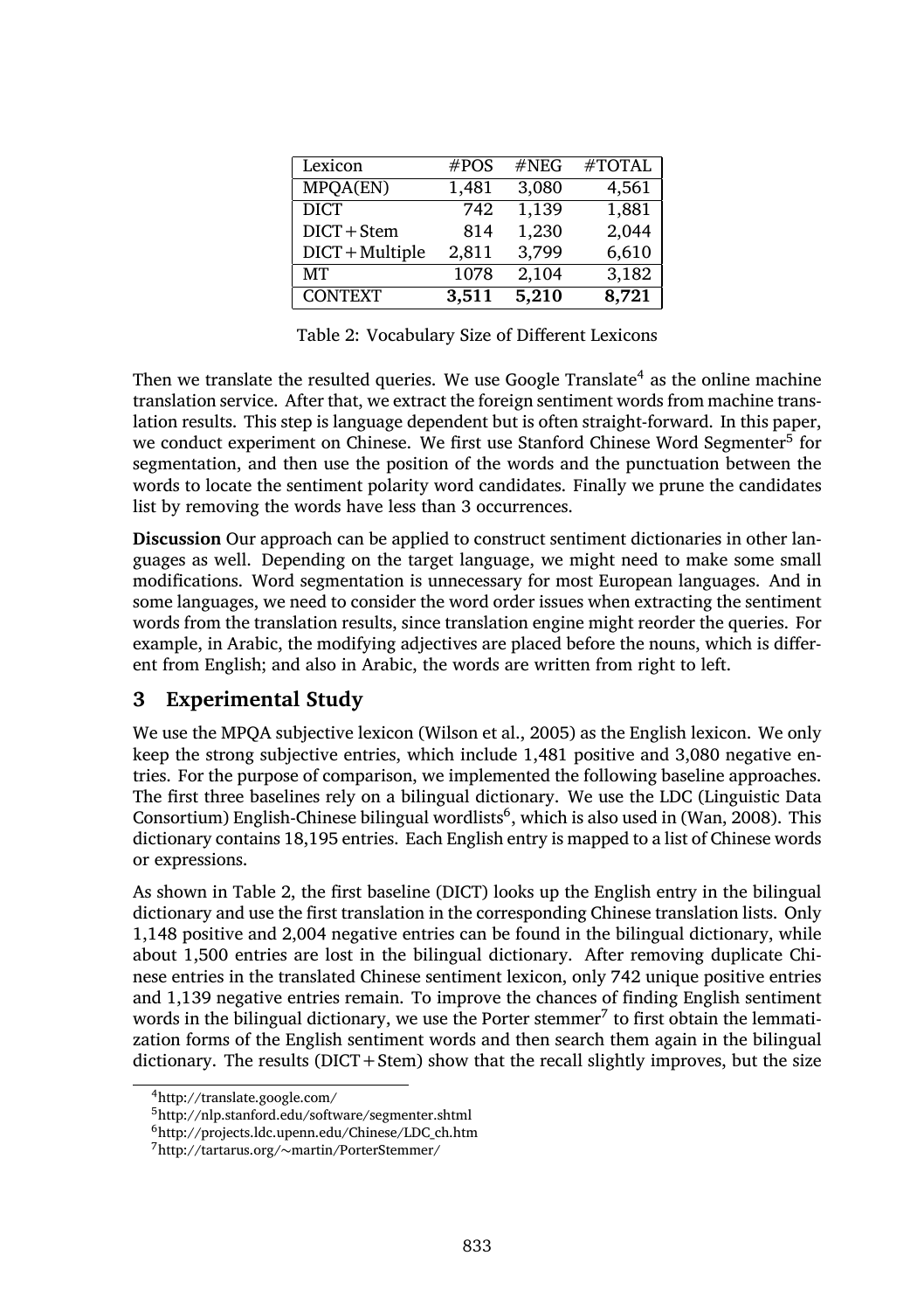| Lexicon | #POS | #NEG | #TOTAL |
|---|---|---|---|
| MPQA(EN) | 1,481 | 3,080 | 4,561 |
| DICT | 742 | 1,139 | 1,881 |
| DICT + Stem | 814 | 1,230 | 2,044 |
| DICT + Multiple | 2,811 | 3,799 | 6,610 |
| MT | 1078 | 2,104 | 3,182 |
| CONTEXT | **3,511** | **5,210** | **8,721** |

Table 2: Vocabulary Size of Different Lexicons

Then we translate the resulted queries. We use Google Translate[4] as the online machine translation service. After that, we extract the foreign sentiment words from machine translation results. This step is language dependent but is often straight-forward. In this paper, we conduct experiment on Chinese. We first use Stanford Chinese Word Segmenter[5] for segmentation, and then use the position of the words and the punctuation between the words to locate the sentiment polarity word candidates. Finally we prune the candidates list by removing the words have less than 3 occurrences.

**Discussion** Our approach can be applied to construct sentiment dictionaries in other languages as well. Depending on the target language, we might need to make some small modifications. Word segmentation is unnecessary for most European languages. And in some languages, we need to consider the word order issues when extracting the sentiment words from the translation results, since translation engine might reorder the queries. For example, in Arabic, the modifying adjectives are placed before the nouns, which is different from English; and also in Arabic, the words are written from right to left.

## 3 Experimental Study

We use the MPQA subjective lexicon (Wilson et al., 2005) as the English lexicon. We only keep the strong subjective entries, which include 1,481 positive and 3,080 negative entries. For the purpose of comparison, we implemented the following baseline approaches. The first three baselines rely on a bilingual dictionary. We use the LDC (Linguistic Data Consortium) English-Chinese bilingual wordlists[6], which is also used in (Wan, 2008). This dictionary contains 18,195 entries. Each English entry is mapped to a list of Chinese words or expressions.

As shown in Table 2, the first baseline (DICT) looks up the English entry in the bilingual dictionary and use the first translation in the corresponding Chinese translation lists. Only 1,148 positive and 2,004 negative entries can be found in the bilingual dictionary, while about 1,500 entries are lost in the bilingual dictionary. After removing duplicate Chinese entries in the translated Chinese sentiment lexicon, only 742 unique positive entries and 1,139 negative entries remain. To improve the chances of finding English sentiment words in the bilingual dictionary, we use the Porter stemmer[7] to first obtain the lemmatization forms of the English sentiment words and then search them again in the bilingual dictionary. The results (DICT + Stem) show that the recall slightly improves, but the size

[4] http://translate.google.com/

[5] http://nlp.stanford.edu/software/segmenter.shtml

[6] http://projects.ldc.upenn.edu/Chinese/LDC_ch.htm

[7] http://tartarus.org/~martin/PorterStemmer/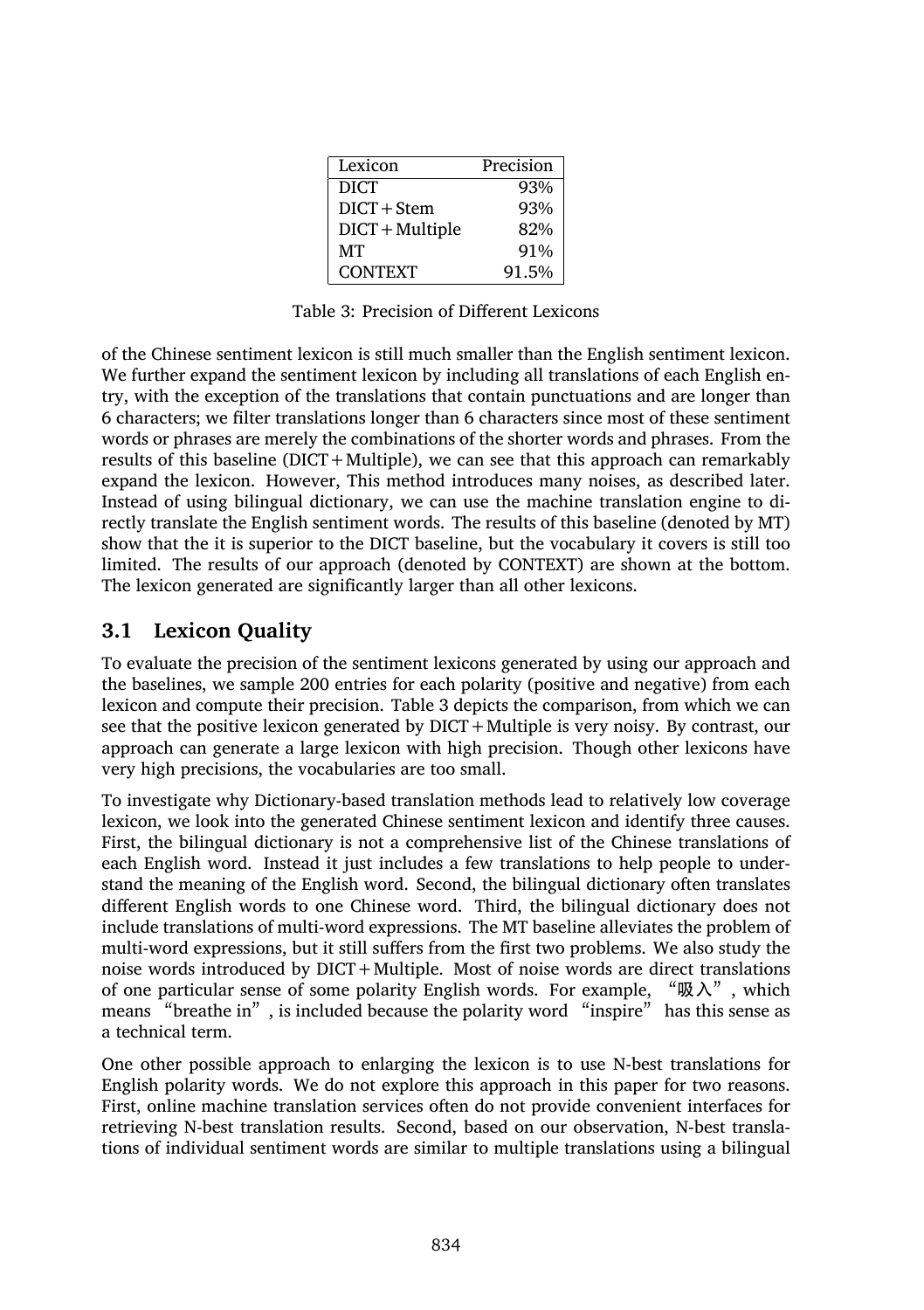| Lexicon | Precision |
| --- | --- |
| DICT | 93% |
| DICT + Stem | 93% |
| DICT + Multiple | 82% |
| MT | 91% |
| CONTEXT | 91.5% |

Table 3: Precision of Different Lexicons

of the Chinese sentiment lexicon is still much smaller than the English sentiment lexicon. We further expand the sentiment lexicon by including all translations of each English entry, with the exception of the translations that contain punctuations and are longer than 6 characters; we filter translations longer than 6 characters since most of these sentiment words or phrases are merely the combinations of the shorter words and phrases. From the results of this baseline (DICT + Multiple), we can see that this approach can remarkably expand the lexicon. However, This method introduces many noises, as described later. Instead of using bilingual dictionary, we can use the machine translation engine to directly translate the English sentiment words. The results of this baseline (denoted by MT) show that the it is superior to the DICT baseline, but the vocabulary it covers is still too limited. The results of our approach (denoted by CONTEXT) are shown at the bottom. The lexicon generated are significantly larger than all other lexicons.

## 3.1 Lexicon Quality

To evaluate the precision of the sentiment lexicons generated by using our approach and the baselines, we sample 200 entries for each polarity (positive and negative) from each lexicon and compute their precision. Table 3 depicts the comparison, from which we can see that the positive lexicon generated by DICT + Multiple is very noisy. By contrast, our approach can generate a large lexicon with high precision. Though other lexicons have very high precisions, the vocabularies are too small.

To investigate why Dictionary-based translation methods lead to relatively low coverage lexicon, we look into the generated Chinese sentiment lexicon and identify three causes. First, the bilingual dictionary is not a comprehensive list of the Chinese translations of each English word. Instead it just includes a few translations to help people to understand the meaning of the English word. Second, the bilingual dictionary often translates different English words to one Chinese word. Third, the bilingual dictionary does not include translations of multi-word expressions. The MT baseline alleviates the problem of multi-word expressions, but it still suffers from the first two problems. We also study the noise words introduced by DICT + Multiple. Most of noise words are direct translations of one particular sense of some polarity English words. For example, “吸入”, which means “breathe in”, is included because the polarity word “inspire” has this sense as a technical term.

One other possible approach to enlarging the lexicon is to use N-best translations for English polarity words. We do not explore this approach in this paper for two reasons. First, online machine translation services often do not provide convenient interfaces for retrieving N-best translation results. Second, based on our observation, N-best translations of individual sentiment words are similar to multiple translations using a bilingual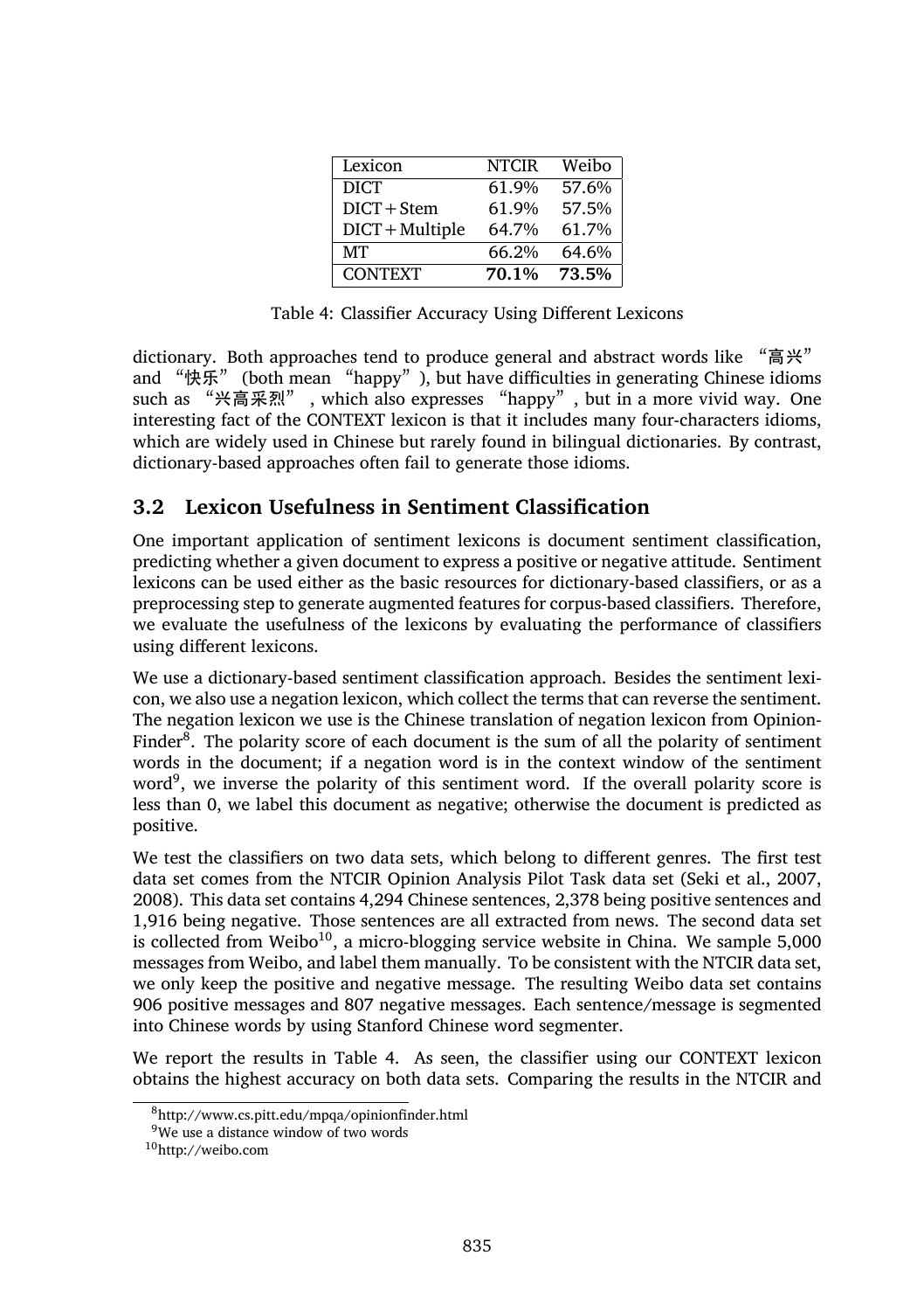| Lexicon | NTCIR | Weibo |
|---|---|---|
| DICT | 61.9% | 57.6% |
| DICT + Stem | 61.9% | 57.5% |
| DICT + Multiple | 64.7% | 61.7% |
| MT | 66.2% | 64.6% |
| CONTEXT | **70.1%** | **73.5%** |

Table 4: Classifier Accuracy Using Different Lexicons

dictionary. Both approaches tend to produce general and abstract words like "高兴" and "快乐" (both mean "happy"), but have difficulties in generating Chinese idioms such as "兴高采烈", which also expresses "happy", but in a more vivid way. One interesting fact of the CONTEXT lexicon is that it includes many four-characters idioms, which are widely used in Chinese but rarely found in bilingual dictionaries. By contrast, dictionary-based approaches often fail to generate those idioms.

## 3.2 Lexicon Usefulness in Sentiment Classification

One important application of sentiment lexicons is document sentiment classification, predicting whether a given document to express a positive or negative attitude. Sentiment lexicons can be used either as the basic resources for dictionary-based classifiers, or as a preprocessing step to generate augmented features for corpus-based classifiers. Therefore, we evaluate the usefulness of the lexicons by evaluating the performance of classifiers using different lexicons.

We use a dictionary-based sentiment classification approach. Besides the sentiment lexicon, we also use a negation lexicon, which collect the terms that can reverse the sentiment. The negation lexicon we use is the Chinese translation of negation lexicon from OpinionFinder[8]. The polarity score of each document is the sum of all the polarity of sentiment words in the document; if a negation word is in the context window of the sentiment word[9], we inverse the polarity of this sentiment word. If the overall polarity score is less than 0, we label this document as negative; otherwise the document is predicted as positive.

We test the classifiers on two data sets, which belong to different genres. The first test data set comes from the NTCIR Opinion Analysis Pilot Task data set (Seki et al., 2007, 2008). This data set contains 4,294 Chinese sentences, 2,378 being positive sentences and 1,916 being negative. Those sentences are all extracted from news. The second data set is collected from Weibo[10], a micro-blogging service website in China. We sample 5,000 messages from Weibo, and label them manually. To be consistent with the NTCIR data set, we only keep the positive and negative message. The resulting Weibo data set contains 906 positive messages and 807 negative messages. Each sentence/message is segmented into Chinese words by using Stanford Chinese word segmenter.

We report the results in Table 4. As seen, the classifier using our CONTEXT lexicon obtains the highest accuracy on both data sets. Comparing the results in the NTCIR and

[8] http://www.cs.pitt.edu/mpqa/opinionfinder.html

[9] We use a distance window of two words

[10] http://weibo.com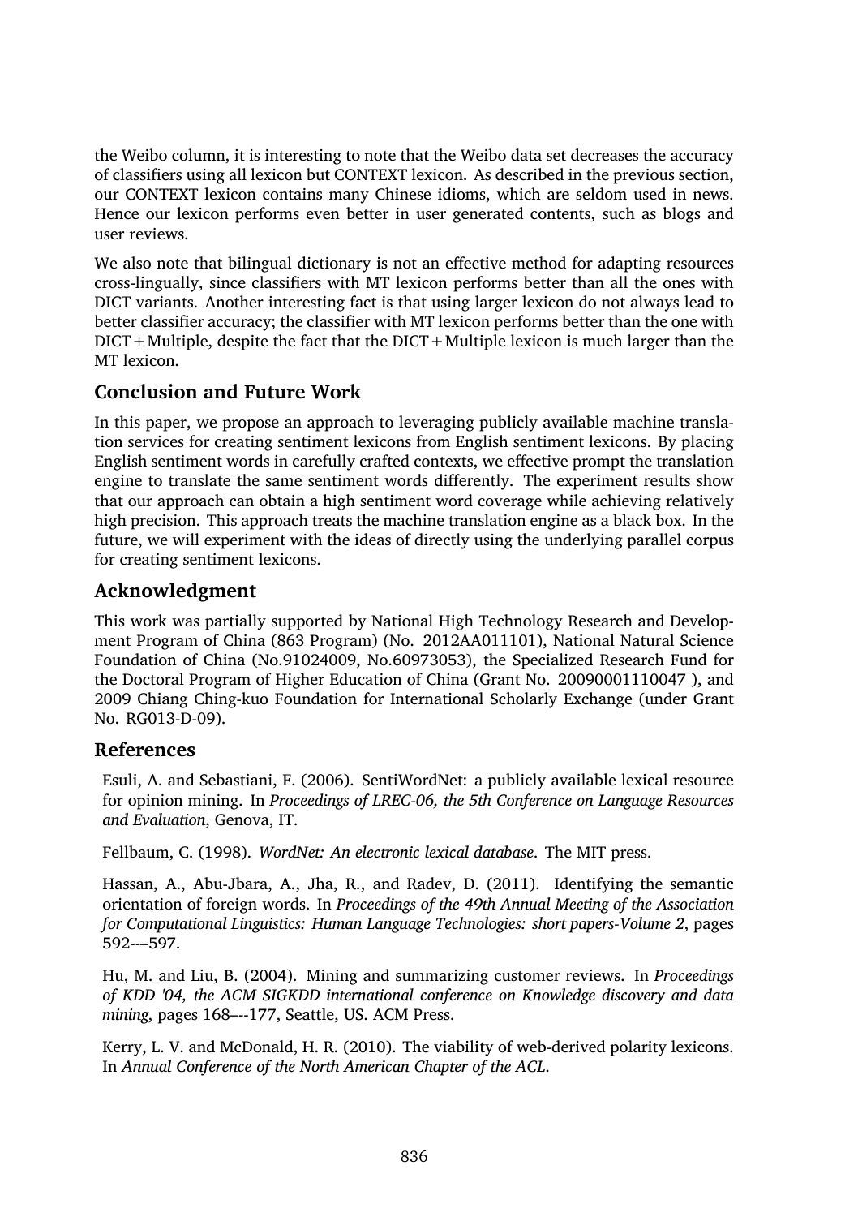the Weibo column, it is interesting to note that the Weibo data set decreases the accuracy of classifiers using all lexicon but CONTEXT lexicon. As described in the previous section, our CONTEXT lexicon contains many Chinese idioms, which are seldom used in news. Hence our lexicon performs even better in user generated contents, such as blogs and user reviews.

We also note that bilingual dictionary is not an effective method for adapting resources cross-lingually, since classifiers with MT lexicon performs better than all the ones with DICT variants. Another interesting fact is that using larger lexicon do not always lead to better classifier accuracy; the classifier with MT lexicon performs better than the one with DICT + Multiple, despite the fact that the DICT + Multiple lexicon is much larger than the MT lexicon.

## Conclusion and Future Work

In this paper, we propose an approach to leveraging publicly available machine translation services for creating sentiment lexicons from English sentiment lexicons. By placing English sentiment words in carefully crafted contexts, we effective prompt the translation engine to translate the same sentiment words differently. The experiment results show that our approach can obtain a high sentiment word coverage while achieving relatively high precision. This approach treats the machine translation engine as a black box. In the future, we will experiment with the ideas of directly using the underlying parallel corpus for creating sentiment lexicons.

## Acknowledgment

This work was partially supported by National High Technology Research and Development Program of China (863 Program) (No. 2012AA011101), National Natural Science Foundation of China (No.91024009, No.60973053), the Specialized Research Fund for the Doctoral Program of Higher Education of China (Grant No. 20090001110047 ), and 2009 Chiang Ching-kuo Foundation for International Scholarly Exchange (under Grant No. RG013-D-09).

## References

Esuli, A. and Sebastiani, F. (2006). SentiWordNet: a publicly available lexical resource for opinion mining. In *Proceedings of LREC-06, the 5th Conference on Language Resources and Evaluation*, Genova, IT.

Fellbaum, C. (1998). *WordNet: An electronic lexical database*. The MIT press.

Hassan, A., Abu-Jbara, A., Jha, R., and Radev, D. (2011). Identifying the semantic orientation of foreign words. In *Proceedings of the 49th Annual Meeting of the Association for Computational Linguistics: Human Language Technologies: short papers-Volume 2*, pages 592-–597.

Hu, M. and Liu, B. (2004). Mining and summarizing customer reviews. In *Proceedings of KDD '04, the ACM SIGKDD international conference on Knowledge discovery and data mining*, pages 168–-177, Seattle, US. ACM Press.

Kerry, L. V. and McDonald, H. R. (2010). The viability of web-derived polarity lexicons. In *Annual Conference of the North American Chapter of the ACL*.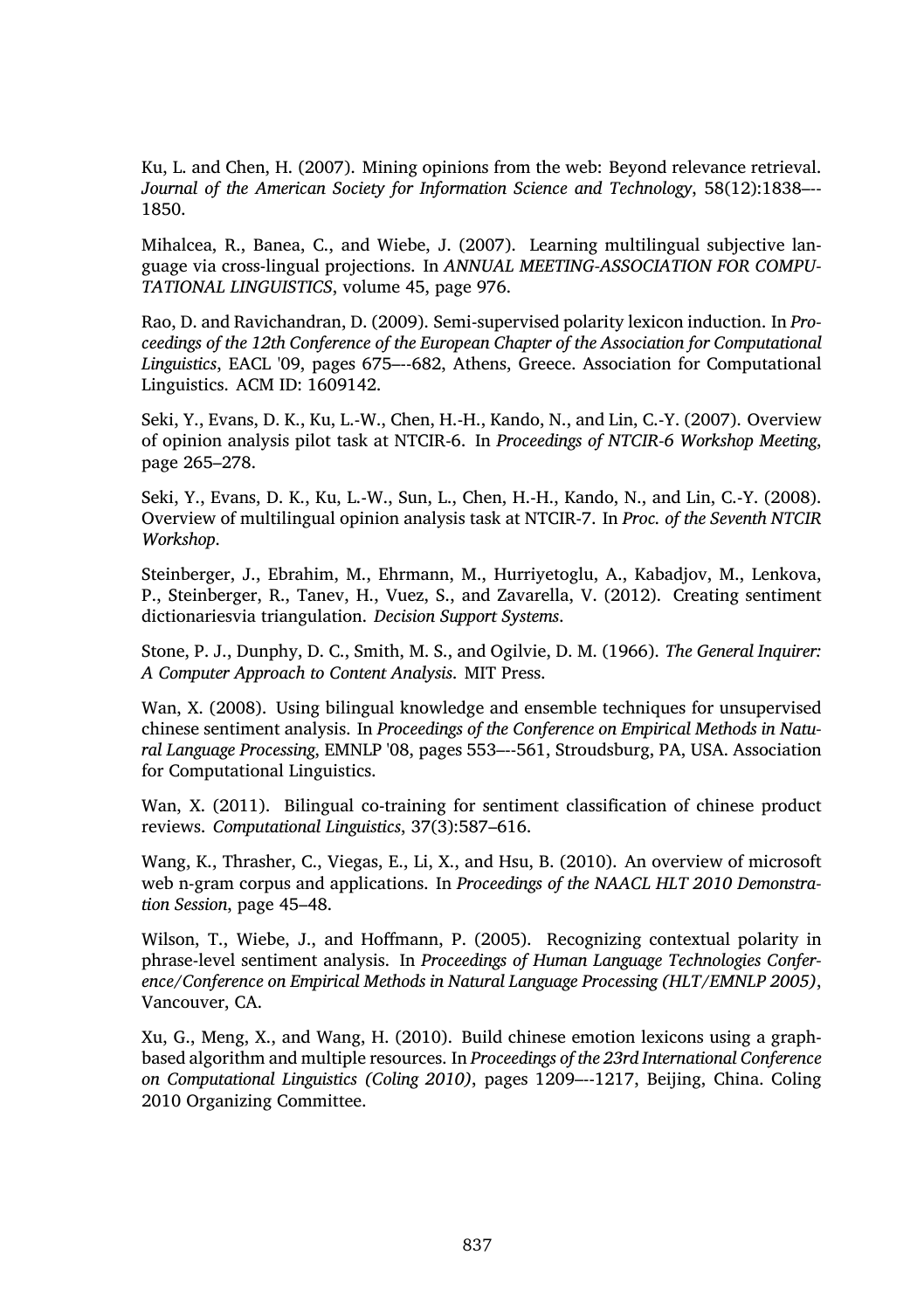Ku, L. and Chen, H. (2007). Mining opinions from the web: Beyond relevance retrieval. *Journal of the American Society for Information Science and Technology*, 58(12):1838—-1850.

Mihalcea, R., Banea, C., and Wiebe, J. (2007). Learning multilingual subjective language via cross-lingual projections. In *ANNUAL MEETING-ASSOCIATION FOR COMPUTATIONAL LINGUISTICS*, volume 45, page 976.

Rao, D. and Ravichandran, D. (2009). Semi-supervised polarity lexicon induction. In *Proceedings of the 12th Conference of the European Chapter of the Association for Computational Linguistics*, EACL '09, pages 675—-682, Athens, Greece. Association for Computational Linguistics. ACM ID: 1609142.

Seki, Y., Evans, D. K., Ku, L.-W., Chen, H.-H., Kando, N., and Lin, C.-Y. (2007). Overview of opinion analysis pilot task at NTCIR-6. In *Proceedings of NTCIR-6 Workshop Meeting*, page 265–278.

Seki, Y., Evans, D. K., Ku, L.-W., Sun, L., Chen, H.-H., Kando, N., and Lin, C.-Y. (2008). Overview of multilingual opinion analysis task at NTCIR-7. In *Proc. of the Seventh NTCIR Workshop*.

Steinberger, J., Ebrahim, M., Ehrmann, M., Hurriyetoglu, A., Kabadjov, M., Lenkova, P., Steinberger, R., Tanev, H., Vuez, S., and Zavarella, V. (2012). Creating sentiment dictionariesvia triangulation. *Decision Support Systems*.

Stone, P. J., Dunphy, D. C., Smith, M. S., and Ogilvie, D. M. (1966). *The General Inquirer: A Computer Approach to Content Analysis*. MIT Press.

Wan, X. (2008). Using bilingual knowledge and ensemble techniques for unsupervised chinese sentiment analysis. In *Proceedings of the Conference on Empirical Methods in Natural Language Processing*, EMNLP '08, pages 553—-561, Stroudsburg, PA, USA. Association for Computational Linguistics.

Wan, X. (2011). Bilingual co-training for sentiment classification of chinese product reviews. *Computational Linguistics*, 37(3):587–616.

Wang, K., Thrasher, C., Viegas, E., Li, X., and Hsu, B. (2010). An overview of microsoft web n-gram corpus and applications. In *Proceedings of the NAACL HLT 2010 Demonstration Session*, page 45–48.

Wilson, T., Wiebe, J., and Hoffmann, P. (2005). Recognizing contextual polarity in phrase-level sentiment analysis. In *Proceedings of Human Language Technologies Conference/Conference on Empirical Methods in Natural Language Processing (HLT/EMNLP 2005)*, Vancouver, CA.

Xu, G., Meng, X., and Wang, H. (2010). Build chinese emotion lexicons using a graph-based algorithm and multiple resources. In *Proceedings of the 23rd International Conference on Computational Linguistics (Coling 2010)*, pages 1209—-1217, Beijing, China. Coling 2010 Organizing Committee.